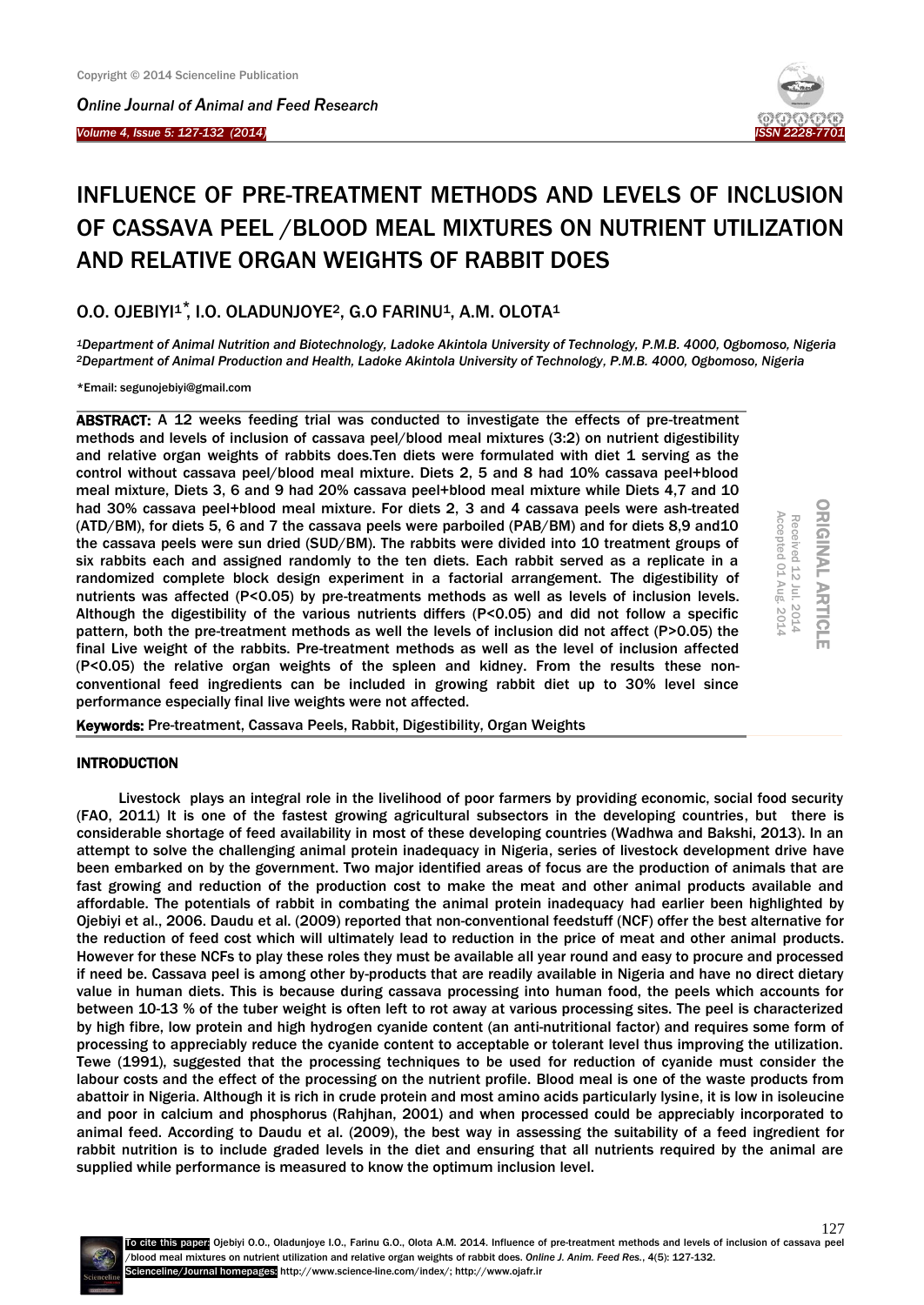# INFLUENCE OF PRE-TREATMENT METHODS AND LEVELS OF INCLUSION OF CASSAVA PEEL /BLOOD MEAL MIXTURES ON NUTRIENT UTILIZATION AND RELATIVE ORGAN WEIGHTS OF RABBIT DOES

O.O. OJEBIYI[1*], I.O. OLADUNJOYE[2], G.O FARINU[1], A.M. OLOTA[1]

[1]*Department of Animal Nutrition and Biotechnology, Ladoke Akintola University of Technology, P.M.B. 4000, Ogbomoso, Nigeria*
[2]*Department of Animal Production and Health, Ladoke Akintola University of Technology, P.M.B. 4000, Ogbomoso, Nigeria*

*Email: segunojebiyi@gmail.com

ORIGINAL ARTICLE
Received 12 Jul. 2014
Accepted 01 Aug. 2014

**ABSTRACT:** A 12 weeks feeding trial was conducted to investigate the effects of pre-treatment methods and levels of inclusion of cassava peel/blood meal mixtures (3:2) on nutrient digestibility and relative organ weights of rabbits does.Ten diets were formulated with diet 1 serving as the control without cassava peel/blood meal mixture. Diets 2, 5 and 8 had 10% cassava peel+blood meal mixture, Diets 3, 6 and 9 had 20% cassava peel+blood meal mixture while Diets 4,7 and 10 had 30% cassava peel+blood meal mixture. For diets 2, 3 and 4 cassava peels were ash-treated (ATD/BM), for diets 5, 6 and 7 the cassava peels were parboiled (PAB/BM) and for diets 8,9 and10 the cassava peels were sun dried (SUD/BM). The rabbits were divided into 10 treatment groups of six rabbits each and assigned randomly to the ten diets. Each rabbit served as a replicate in a randomized complete block design experiment in a factorial arrangement. The digestibility of nutrients was affected ($P<0.05$) by pre-treatments methods as well as levels of inclusion levels. Although the digestibility of the various nutrients differs ($P<0.05$) and did not follow a specific pattern, both the pre-treatment methods as well the levels of inclusion did not affect ($P>0.05$) the final Live weight of the rabbits. Pre-treatment methods as well as the level of inclusion affected ($P<0.05$) the relative organ weights of the spleen and kidney. From the results these non-conventional feed ingredients can be included in growing rabbit diet up to 30% level since performance especially final live weights were not affected.

**Keywords:** Pre-treatment, Cassava Peels, Rabbit, Digestibility, Organ Weights

## INTRODUCTION

Livestock plays an integral role in the livelihood of poor farmers by providing economic, social food security (FAO, 2011) It is one of the fastest growing agricultural subsectors in the developing countries, but there is considerable shortage of feed availability in most of these developing countries (Wadhwa and Bakshi, 2013). In an attempt to solve the challenging animal protein inadequacy in Nigeria, series of livestock development drive have been embarked on by the government. Two major identified areas of focus are the production of animals that are fast growing and reduction of the production cost to make the meat and other animal products available and affordable. The potentials of rabbit in combating the animal protein inadequacy had earlier been highlighted by Ojebiyi et al., 2006. Daudu et al. (2009) reported that non-conventional feedstuff (NCF) offer the best alternative for the reduction of feed cost which will ultimately lead to reduction in the price of meat and other animal products. However for these NCFs to play these roles they must be available all year round and easy to procure and processed if need be. Cassava peel is among other by-products that are readily available in Nigeria and have no direct dietary value in human diets. This is because during cassava processing into human food, the peels which accounts for between 10-13 % of the tuber weight is often left to rot away at various processing sites. The peel is characterized by high fibre, low protein and high hydrogen cyanide content (an anti-nutritional factor) and requires some form of processing to appreciably reduce the cyanide content to acceptable or tolerant level thus improving the utilization. Tewe (1991), suggested that the processing techniques to be used for reduction of cyanide must consider the labour costs and the effect of the processing on the nutrient profile. Blood meal is one of the waste products from abattoir in Nigeria. Although it is rich in crude protein and most amino acids particularly lysine, it is low in isoleucine and poor in calcium and phosphorus (Rahjhan, 2001) and when processed could be appreciably incorporated to animal feed. According to Daudu et al. (2009), the best way in assessing the suitability of a feed ingredient for rabbit nutrition is to include graded levels in the diet and ensuring that all nutrients required by the animal are supplied while performance is measured to know the optimum inclusion level.

To cite this paper: Ojebiyi O.O., Oladunjoye I.O., Farinu G.O., Olota A.M. 2014. Influence of pre-treatment methods and levels of inclusion of cassava peel /blood meal mixtures on nutrient utilization and relative organ weights of rabbit does. *Online J. Anim. Feed Res.*, 4(5): 127-132.
Scienceline/Journal homepages: http://www.science-line.com/index/; http://www.ojafr.ir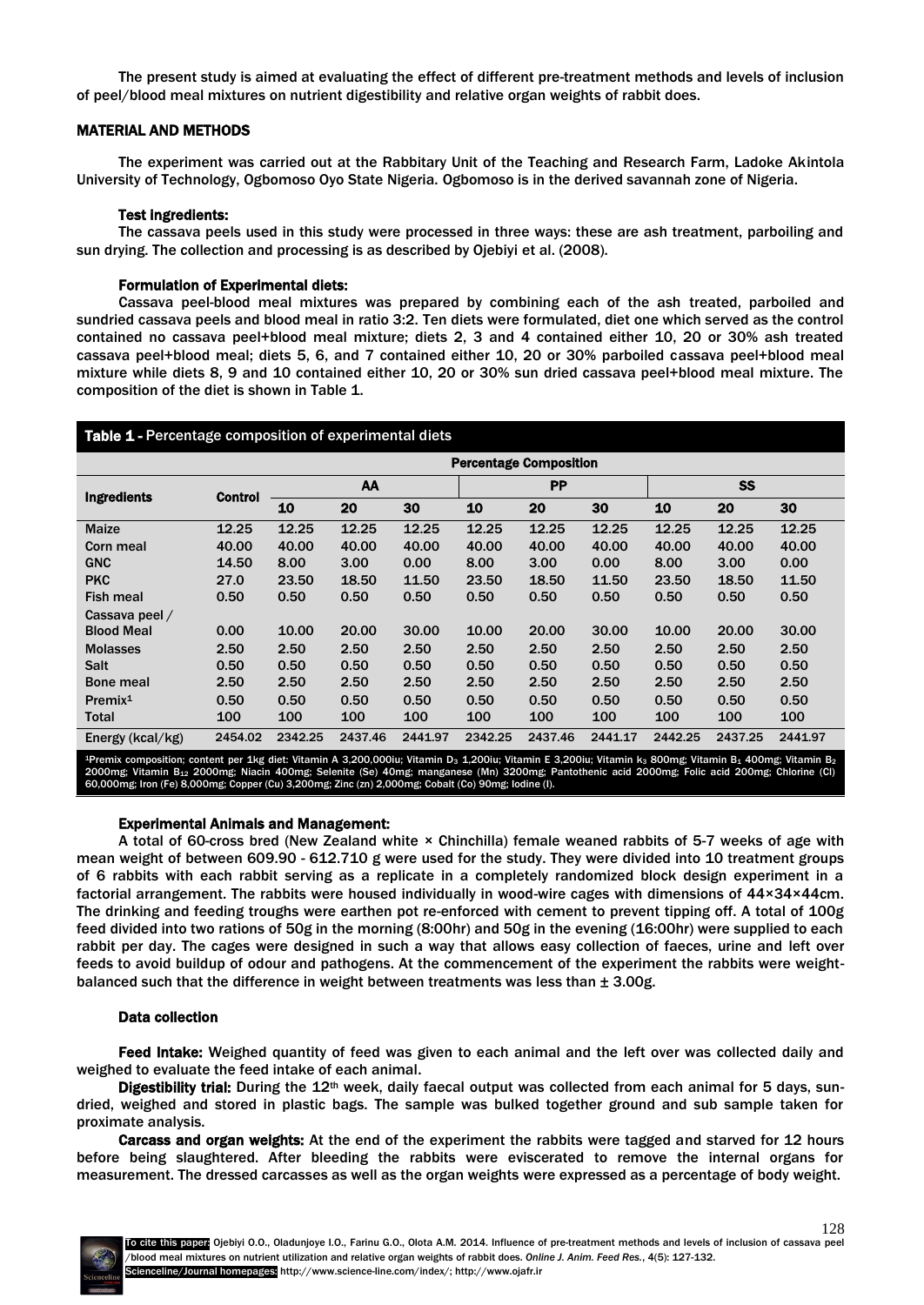The present study is aimed at evaluating the effect of different pre-treatment methods and levels of inclusion of peel/blood meal mixtures on nutrient digestibility and relative organ weights of rabbit does.

## MATERIAL AND METHODS

The experiment was carried out at the Rabbitary Unit of the Teaching and Research Farm, Ladoke Akintola University of Technology, Ogbomoso Oyo State Nigeria. Ogbomoso is in the derived savannah zone of Nigeria.

### Test ingredients:

The cassava peels used in this study were processed in three ways: these are ash treatment, parboiling and sun drying. The collection and processing is as described by Ojebiyi et al. (2008).

### Formulation of Experimental diets:

Cassava peel-blood meal mixtures was prepared by combining each of the ash treated, parboiled and sundried cassava peels and blood meal in ratio 3:2. Ten diets were formulated, diet one which served as the control contained no cassava peel+blood meal mixture; diets 2, 3 and 4 contained either 10, 20 or 30% ash treated cassava peel+blood meal; diets 5, 6, and 7 contained either 10, 20 or 30% parboiled cassava peel+blood meal mixture while diets 8, 9 and 10 contained either 10, 20 or 30% sun dried cassava peel+blood meal mixture. The composition of the diet is shown in Table 1.

**Table 1 -** Percentage composition of experimental diets

| Ingredients | Control | Percentage Composition | | | | | | | | |
|---|---|---|---|---|---|---|---|---|---|---|
| | | AA | | | PP | | | SS | | |
| | | 10 | 20 | 30 | 10 | 20 | 30 | 10 | 20 | 30 |
| Maize | 12.25 | 12.25 | 12.25 | 12.25 | 12.25 | 12.25 | 12.25 | 12.25 | 12.25 | 12.25 |
| Corn meal | 40.00 | 40.00 | 40.00 | 40.00 | 40.00 | 40.00 | 40.00 | 40.00 | 40.00 | 40.00 |
| GNC | 14.50 | 8.00 | 3.00 | 0.00 | 8.00 | 3.00 | 0.00 | 8.00 | 3.00 | 0.00 |
| PKC | 27.0 | 23.50 | 18.50 | 11.50 | 23.50 | 18.50 | 11.50 | 23.50 | 18.50 | 11.50 |
| Fish meal | 0.50 | 0.50 | 0.50 | 0.50 | 0.50 | 0.50 | 0.50 | 0.50 | 0.50 | 0.50 |
| Cassava peel / Blood Meal | 0.00 | 10.00 | 20.00 | 30.00 | 10.00 | 20.00 | 30.00 | 10.00 | 20.00 | 30.00 |
| Molasses | 2.50 | 2.50 | 2.50 | 2.50 | 2.50 | 2.50 | 2.50 | 2.50 | 2.50 | 2.50 |
| Salt | 0.50 | 0.50 | 0.50 | 0.50 | 0.50 | 0.50 | 0.50 | 0.50 | 0.50 | 0.50 |
| Bone meal | 2.50 | 2.50 | 2.50 | 2.50 | 2.50 | 2.50 | 2.50 | 2.50 | 2.50 | 2.50 |
| Premix[1] | 0.50 | 0.50 | 0.50 | 0.50 | 0.50 | 0.50 | 0.50 | 0.50 | 0.50 | 0.50 |
| Total | 100 | 100 | 100 | 100 | 100 | 100 | 100 | 100 | 100 | 100 |
| Energy (kcal/kg) | 2454.02 | 2342.25 | 2437.46 | 2441.97 | 2342.25 | 2437.46 | 2441.17 | 2442.25 | 2437.25 | 2441.97 |

[1]Premix composition; content per 1kg diet: Vitamin A 3,200,000iu; Vitamin $D_3$ 1,200iu; Vitamin E 3,200iu; Vitamin $k_3$ 800mg; Vitamin $B_1$ 400mg; Vitamin $B_2$ 2000mg; Vitamin $B_{12}$ 2000mg; Niacin 400mg; Selenite (Se) 40mg; manganese (Mn) 3200mg; Pantothenic acid 2000mg; Folic acid 200mg; Chlorine (Cl) 60,000mg; Iron (Fe) 8,000mg; Copper (Cu) 3,200mg; Zinc (zn) 2,000mg; Cobalt (Co) 90mg; Iodine (I).

### Experimental Animals and Management:

A total of 60-cross bred (New Zealand white × Chinchilla) female weaned rabbits of 5-7 weeks of age with mean weight of between 609.90 - 612.710 g were used for the study. They were divided into 10 treatment groups of 6 rabbits with each rabbit serving as a replicate in a completely randomized block design experiment in a factorial arrangement. The rabbits were housed individually in wood-wire cages with dimensions of 44×34×44cm. The drinking and feeding troughs were earthen pot re-enforced with cement to prevent tipping off. A total of 100g feed divided into two rations of 50g in the morning (8:00hr) and 50g in the evening (16:00hr) were supplied to each rabbit per day. The cages were designed in such a way that allows easy collection of faeces, urine and left over feeds to avoid buildup of odour and pathogens. At the commencement of the experiment the rabbits were weight-balanced such that the difference in weight between treatments was less than ± 3.00g.

### Data collection

**Feed Intake:** Weighed quantity of feed was given to each animal and the left over was collected daily and weighed to evaluate the feed intake of each animal.

**Digestibility trial:** During the 12th week, daily faecal output was collected from each animal for 5 days, sun-dried, weighed and stored in plastic bags. The sample was bulked together ground and sub sample taken for proximate analysis.

**Carcass and organ weights:** At the end of the experiment the rabbits were tagged and starved for 12 hours before being slaughtered. After bleeding the rabbits were eviscerated to remove the internal organs for measurement. The dressed carcasses as well as the organ weights were expressed as a percentage of body weight.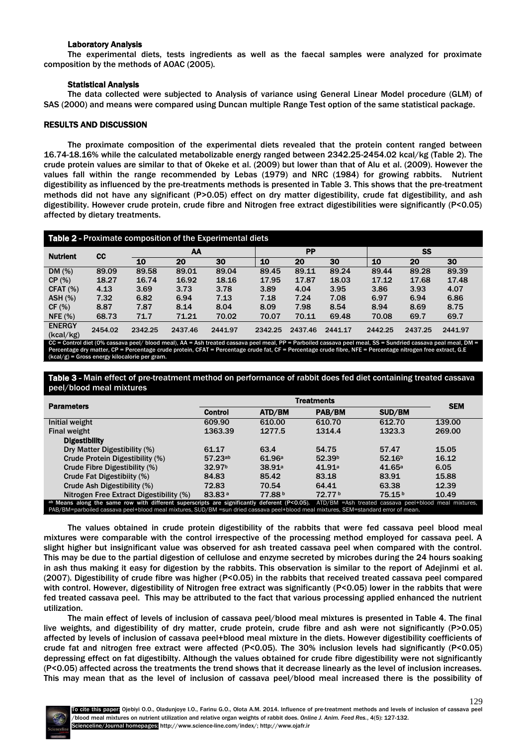### Laboratory Analysis

The experimental diets, tests ingredients as well as the faecal samples were analyzed for proximate composition by the methods of AOAC (2005).

### Statistical Analysis

The data collected were subjected to Analysis of variance using General Linear Model procedure (GLM) of SAS (2000) and means were compared using Duncan multiple Range Test option of the same statistical package.

## RESULTS AND DISCUSSION

The proximate composition of the experimental diets revealed that the protein content ranged between 16.74-18.16% while the calculated metabolizable energy ranged between 2342.25-2454.02 kcal/kg (Table 2). The crude protein values are similar to that of Okeke et al. (2009) but lower than that of Alu et al. (2009). However the values fall within the range recommended by Lebas (1979) and NRC (1984) for growing rabbits. Nutrient digestibility as influenced by the pre-treatments methods is presented in Table 3. This shows that the pre-treatment methods did not have any significant (P>0.05) effect on dry matter digestibility, crude fat digestibility, and ash digestibility. However crude protein, crude fibre and Nitrogen free extract digestibilities were significantly (P<0.05) affected by dietary treatments.

**Table 2** - Proximate composition of the Experimental diets

| Nutrient | CC | AA | | | PP | | | SS | | |
|---|---|---|---|---|---|---|---|---|---|---|
| | | 10 | 20 | 30 | 10 | 20 | 30 | 10 | 20 | 30 |
| DM (%) | 89.09 | 89.58 | 89.01 | 89.04 | 89.45 | 89.11 | 89.24 | 89.44 | 89.28 | 89.39 |
| CP (%) | 18.27 | 16.74 | 16.92 | 18.16 | 17.95 | 17.87 | 18.03 | 17.12 | 17.68 | 17.48 |
| CFAT (%) | 4.13 | 3.69 | 3.73 | 3.78 | 3.89 | 4.04 | 3.95 | 3.86 | 3.93 | 4.07 |
| ASH (%) | 7.32 | 6.82 | 6.94 | 7.13 | 7.18 | 7.24 | 7.08 | 6.97 | 6.94 | 6.86 |
| CF (%) | 8.87 | 7.87 | 8.14 | 8.04 | 8.09 | 7.98 | 8.54 | 8.94 | 8.69 | 8.75 |
| NFE (%) | 68.73 | 71.7 | 71.21 | 70.02 | 70.07 | 70.11 | 69.48 | 70.08 | 69.7 | 69.7 |
| ENERGY (kcal/kg) | 2454.02 | 2342.25 | 2437.46 | 2441.97 | 2342.25 | 2437.46 | 2441.17 | 2442.25 | 2437.25 | 2441.97 |

CC = Control diet (0% cassava peel/ blood meal), AA = Ash treated cassava peel meal, PP = Parboiled cassava peel meal, SS = Sundried cassava peal meal, DM = Percentage dry matter, CP = Percentage crude protein, CFAT = Percentage crude fat, CF = Percentage crude fibre, NFE = Percentage nitrogen free extract, G.E (kcal/g) = Gross energy kilocalorie per gram.

**Table 3** - Main effect of pre-treatment method on performance of rabbit does fed diet containing treated cassava peel/blood meal mixtures

| Parameters | Treatments | | | | SEM |
|---|---|---|---|---|---|
| | Control | ATD/BM | PAB/BM | SUD/BM | |
| Initial weight | 609.90 | 610.00 | 610.70 | 612.70 | 139.00 |
| Final weight | 1363.39 | 1277.5 | 1314.4 | 1323.3 | 269.00 |
| **Digestibility** | | | | | |
| Dry Matter Digestibility (%) | 61.17 | 63.4 | 54.75 | 57.47 | 15.05 |
| Crude Protein Digestibility (%) | 57.23[ab] | 61.96[a] | 52.39[b] | 52.16[b] | 16.12 |
| Crude Fibre Digestibility (%) | 32.97[b] | 38.91[a] | 41.91[a] | 41.65[a] | 6.05 |
| Crude Fat Digestibiity (%) | 84.83 | 85.42 | 83.18 | 83.91 | 15.88 |
| Crude Ash Digestibility (%) | 72.83 | 70.54 | 64.41 | 63.38 | 12.39 |
| Nitrogen Free Extract Digestibility (%) | 83.83[a] | 77.88[b] | 72.77[b] | 75.15[b] | 10.49 |

[ab] Means along the same row with different superscripts are significantly deferent (P<0.05). ATD/BM =Ash treated cassava peel+blood meal mixtures, PAB/BM=parboiled cassava peel+blood meal mixtures, SUD/BM =sun dried cassava peel+blood meal mixtures, SEM=standard error of mean.

The values obtained in crude protein digestibility of the rabbits that were fed cassava peel blood meal mixtures were comparable with the control irrespective of the processing method employed for cassava peel. A slight higher but insignificant value was observed for ash treated cassava peel when compared with the control. This may be due to the partial digestion of cellulose and enzyme secreted by microbes during the 24 hours soaking in ash thus making it easy for digestion by the rabbits. This observation is similar to the report of Adejinmi et al. (2007). Digestibility of crude fibre was higher (P<0.05) in the rabbits that received treated cassava peel compared with control. However, digestibility of Nitrogen free extract was significantly (P<0.05) lower in the rabbits that were fed treated cassava peel. This may be attributed to the fact that various processing applied enhanced the nutrient utilization.

The main effect of levels of inclusion of cassava peel/blood meal mixtures is presented in Table 4. The final live weights, and digestibility of dry matter, crude protein, crude fibre and ash were not significantly (P>0.05) affected by levels of inclusion of cassava peel+blood meal mixture in the diets. However digestibility coefficients of crude fat and nitrogen free extract were affected (P<0.05). The 30% inclusion levels had significantly (P<0.05) depressing effect on fat digestibilty. Although the values obtained for crude fibre digestibility were not significantly (P<0.05) affected across the treatments the trend shows that it decrease linearly as the level of inclusion increases. This may mean that as the level of inclusion of cassava peel/blood meal increased there is the possibility of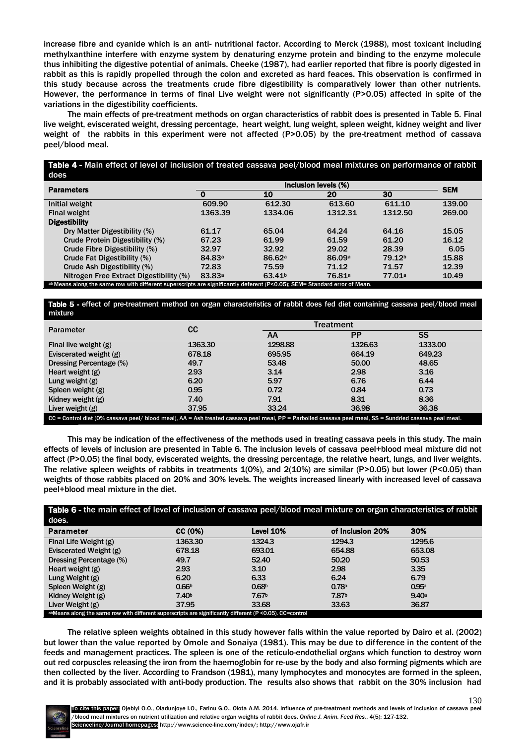increase fibre and cyanide which is an anti- nutritional factor. According to Merck (1988), most toxicant including methylxanthine interfere with enzyme system by denaturing enzyme protein and binding to the enzyme molecule thus inhibiting the digestive potential of animals. Cheeke (1987), had earlier reported that fibre is poorly digested in rabbit as this is rapidly propelled through the colon and excreted as hard feaces. This observation is confirmed in this study because across the treatments crude fibre digestibility is comparatively lower than other nutrients. However, the performance in terms of final Live weight were not significantly (P>0.05) affected in spite of the variations in the digestibility coefficients.

The main effects of pre-treatment methods on organ characteristics of rabbit does is presented in Table 5. Final live weight, eviscerated weight, dressing percentage, heart weight, lung weight, spleen weight, kidney weight and liver weight of the rabbits in this experiment were not affected (P>0.05) by the pre-treatment method of cassava peel/blood meal.

**Table 4 -** Main effect of level of inclusion of treated cassava peel/blood meal mixtures on performance of rabbit does

| Parameters | Inclusion levels (%) | | | | SEM |
|---|---|---|---|---|---|
| | 0 | 10 | 20 | 30 | |
| Initial weight | 609.90 | 612.30 | 613.60 | 611.10 | 139.00 |
| Final weight | 1363.39 | 1334.06 | 1312.31 | 1312.50 | 269.00 |
| **Digestibility** | | | | | |
| Dry Matter Digestibility (%) | 61.17 | 65.04 | 64.24 | 64.16 | 15.05 |
| Crude Protein Digestibility (%) | 67.23 | 61.99 | 61.59 | 61.20 | 16.12 |
| Crude Fibre Digestibility (%) | 32.97 | 32.92 | 29.02 | 28.39 | 6.05 |
| Crude Fat Digestibility (%) | 84.83[a] | 86.62[a] | 86.09[a] | 79.12[b] | 15.88 |
| Crude Ash Digestibility (%) | 72.83 | 75.59 | 71.12 | 71.57 | 12.39 |
| Nitrogen Free Extract Digestibility (%) | 83.83[a] | 63.41[b] | 76.81[a] | 77.01[a] | 10.49 |

[ab] Means along the same row with different superscripts are significantly deferent (P<0.05); SEM= Standard error of Mean.

**Table 5 -** effect of pre-treatment method on organ characteristics of rabbit does fed diet containing cassava peel/blood meal mixture

| Parameter | CC | Treatment | | |
|---|---|---|---|---|
| | | AA | PP | SS |
| Final live weight (g) | 1363.30 | 1298.88 | 1326.63 | 1333.00 |
| Eviscerated weight (g) | 678.18 | 695.95 | 664.19 | 649.23 |
| Dressing Percentage (%) | 49.7 | 53.48 | 50.00 | 48.65 |
| Heart weight (g) | 2.93 | 3.14 | 2.98 | 3.16 |
| Lung weight (g) | 6.20 | 5.97 | 6.76 | 6.44 |
| Spleen weight (g) | 0.95 | 0.72 | 0.84 | 0.73 |
| Kidney weight (g) | 7.40 | 7.91 | 8.31 | 8.36 |
| Liver weight (g) | 37.95 | 33.24 | 36.98 | 36.38 |

CC = Control diet (0% cassava peel/ blood meal), AA = Ash treated cassava peel meal, PP = Parboiled cassava peel meal, SS = Sundried cassava peal meal.

This may be indication of the effectiveness of the methods used in treating cassava peels in this study. The main effects of levels of inclusion are presented in Table 6. The inclusion levels of cassava peel+blood meal mixture did not affect (P>0.05) the final body, eviscerated weights, the dressing percentage, the relative heart, lungs, and liver weights. The relative spleen weights of rabbits in treatments 1(0%), and 2(10%) are similar (P>0.05) but lower (P<0.05) than weights of those rabbits placed on 20% and 30% levels. The weights increased linearly with increased level of cassava peel+blood meal mixture in the diet.

**Table 6 -** the main effect of level of inclusion of cassava peel/blood meal mixture on organ characteristics of rabbit does.

| Parameter | CC (0%) | Level 10% | of Inclusion 20% | 30% |
|---|---|---|---|---|
| Final Life Weight (g) | 1363.30 | 1324.3 | 1294.3 | 1295.6 |
| Eviscerated Weight (g) | 678.18 | 693.01 | 654.88 | 653.08 |
| Dressing Percentage (%) | 49.7 | 52.40 | 50.20 | 50.53 |
| Heart weight (g) | 2.93 | 3.10 | 2.98 | 3.35 |
| Lung Weight (g) | 6.20 | 6.33 | 6.24 | 6.79 |
| Spleen Weight (g) | 0.66[b] | 0.68[b] | 0.78[a] | 0.95[a] |
| Kidney Weight (g) | 7.40[b] | 7.67[b] | 7.87[b] | 9.40[a] |
| Liver Weight (g) | 37.95 | 33.68 | 33.63 | 36.87 |

[ab]Means along the same row with different superscripts are significantly different (P <0.05). CC=control

The relative spleen weights obtained in this study however falls within the value reported by Dairo et al. (2002) but lower than the value reported by Omole and Sonaiya (1981). This may be due to difference in the content of the feeds and management practices. The spleen is one of the reticulo-endothelial organs which function to destroy worn out red corpuscles releasing the iron from the haemoglobin for re-use by the body and also forming pigments which are then collected by the liver. According to Frandson (1981), many lymphocytes and monocytes are formed in the spleen, and it is probably associated with anti-body production. The results also shows that rabbit on the 30% inclusion had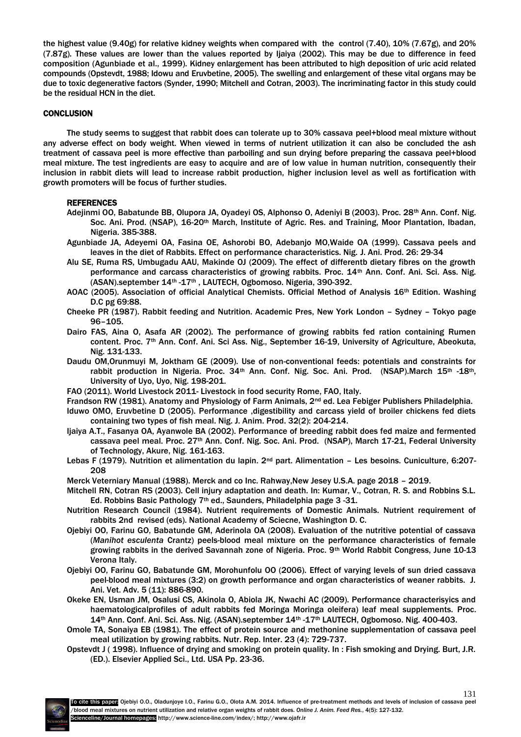the highest value (9.40g) for relative kidney weights when compared with the control (7.40), 10% (7.67g), and 20% (7.87g). These values are lower than the values reported by Ijaiya (2002). This may be due to difference in feed composition (Agunbiade et al., 1999). Kidney enlargement has been attributed to high deposition of uric acid related compounds (Opstevdt, 1988; Idowu and Eruvbetine, 2005). The swelling and enlargement of these vital organs may be due to toxic degenerative factors (Synder, 1990; Mitchell and Cotran, 2003). The incriminating factor in this study could be the residual HCN in the diet.

## CONCLUSION

The study seems to suggest that rabbit does can tolerate up to 30% cassava peel+blood meal mixture without any adverse effect on body weight. When viewed in terms of nutrient utilization it can also be concluded the ash treatment of cassava peel is more effective than parboiling and sun drying before preparing the cassava peel+blood meal mixture. The test ingredients are easy to acquire and are of low value in human nutrition, consequently their inclusion in rabbit diets will lead to increase rabbit production, higher inclusion level as well as fortification with growth promoters will be focus of further studies.

## REFERENCES

Adejinmi OO, Babatunde BB, Olupora JA, Oyadeyi OS, Alphonso O, Adeniyi B (2003). Proc. 28th Ann. Conf. Nig. Soc. Ani. Prod. (NSAP), 16-20th March, Institute of Agric. Res. and Training, Moor Plantation, Ibadan, Nigeria. 385-388.

Agunbiade JA, Adeyemi OA, Fasina OE, Ashorobi BO, Adebanjo MO,Waide OA (1999). Cassava peels and leaves in the diet of Rabbits. Effect on performance characteristics. Nig. J. Ani. Prod. 26: 29-34

Alu SE, Ruma RS, Umbugadu AAU, Makinde OJ (2009). The effect of differentb dietary fibres on the growth performance and carcass characteristics of growing rabbits. Proc. 14th Ann. Conf. Ani. Sci. Ass. Nig. (ASAN).september 14th -17th , LAUTECH, Ogbomoso. Nigeria, 390-392.

AOAC (2005). Association of official Analytical Chemists. Official Method of Analysis 16th Edition. Washing D.C pg 69:88.

Cheeke PR (1987). Rabbit feeding and Nutrition. Academic Pres, New York London – Sydney – Tokyo page 96–105.

Dairo FAS, Aina O, Asafa AR (2002). The performance of growing rabbits fed ration containing Rumen content. Proc. 7th Ann. Conf. Ani. Sci Ass. Nig., September 16-19, University of Agriculture, Abeokuta, Nig. 131-133.

Daudu OM,Orunmuyi M, Joktham GE (2009). Use of non-conventional feeds: potentials and constraints for rabbit production in Nigeria. Proc. 34th Ann. Conf. Nig. Soc. Ani. Prod. (NSAP).March 15th -18th, University of Uyo, Uyo, Nig. 198-201.

FAO (2011). World Livestock 2011- Livestock in food security Rome, FAO, Italy.

Frandson RW (1981). Anatomy and Physiology of Farm Animals, 2nd ed. Lea Febiger Publishers Philadelphia.

Iduwo OMO, Eruvbetine D (2005). Performance ,digestibility and carcass yield of broiler chickens fed diets containing two types of fish meal. Nig. J. Anim. Prod. 32(2): 204-214.

Ijaiya A.T., Fasanya OA, Ayanwole BA (2002). Performance of breeding rabbit does fed maize and fermented cassava peel meal. Proc. 27th Ann. Conf. Nig. Soc. Ani. Prod. (NSAP), March 17-21, Federal University of Technology, Akure, Nig. 161-163.

Lebas F (1979). Nutrition et alimentation du lapin. 2nd part. Alimentation – Les besoins. Cuniculture, 6:207-208

Merck Veterniary Manual (1988). Merck and co Inc. Rahway,New Jesey U.S.A. page 2018 – 2019.

Mitchell RN, Cotran RS (2003). Cell injury adaptation and death. In: Kumar, V., Cotran, R. S. and Robbins S.L. Ed. Robbins Basic Pathology 7th ed., Saunders, Philadelphia page 3 -31.

Nutrition Research Council (1984). Nutrient requirements of Domestic Animals. Nutrient requirement of rabbits 2nd revised (eds). National Academy of Sciecne, Washington D. C.

Ojebiyi OO, Farinu GO, Babatunde GM, Aderinola OA (2008). Evaluation of the nutritive potential of cassava (*Manihot esculenta* Crantz) peels-blood meal mixture on the performance characteristics of female growing rabbits in the derived Savannah zone of Nigeria. Proc. 9th World Rabbit Congress, June 10-13 Verona Italy.

Ojebiyi OO, Farinu GO, Babatunde GM, Morohunfolu OO (2006). Effect of varying levels of sun dried cassava peel-blood meal mixtures (3:2) on growth performance and organ characteristics of weaner rabbits. J. Ani. Vet. Adv. 5 (11): 886-890.

Okeke EN, Usman JM, Osalusi CS, Akinola O, Abiola JK, Nwachi AC (2009). Performance characterisyics and haematologicalprofiles of adult rabbits fed Moringa Moringa oleifera) leaf meal supplements. Proc. 14th Ann. Conf. Ani. Sci. Ass. Nig. (ASAN).september 14th -17th LAUTECH, Ogbomoso. Nig. 400-403.

Omole TA, Sonaiya EB (1981). The effect of protein source and methonine supplementation of cassava peel meal utilization by growing rabbits. Nutr. Rep. Inter. 23 (4): 729-737.

Opstevdt J ( 1998). Influence of drying and smoking on protein quality. In : Fish smoking and Drying. Burt, J.R. (ED.). Elsevier Applied Sci., Ltd. USA Pp. 23-36.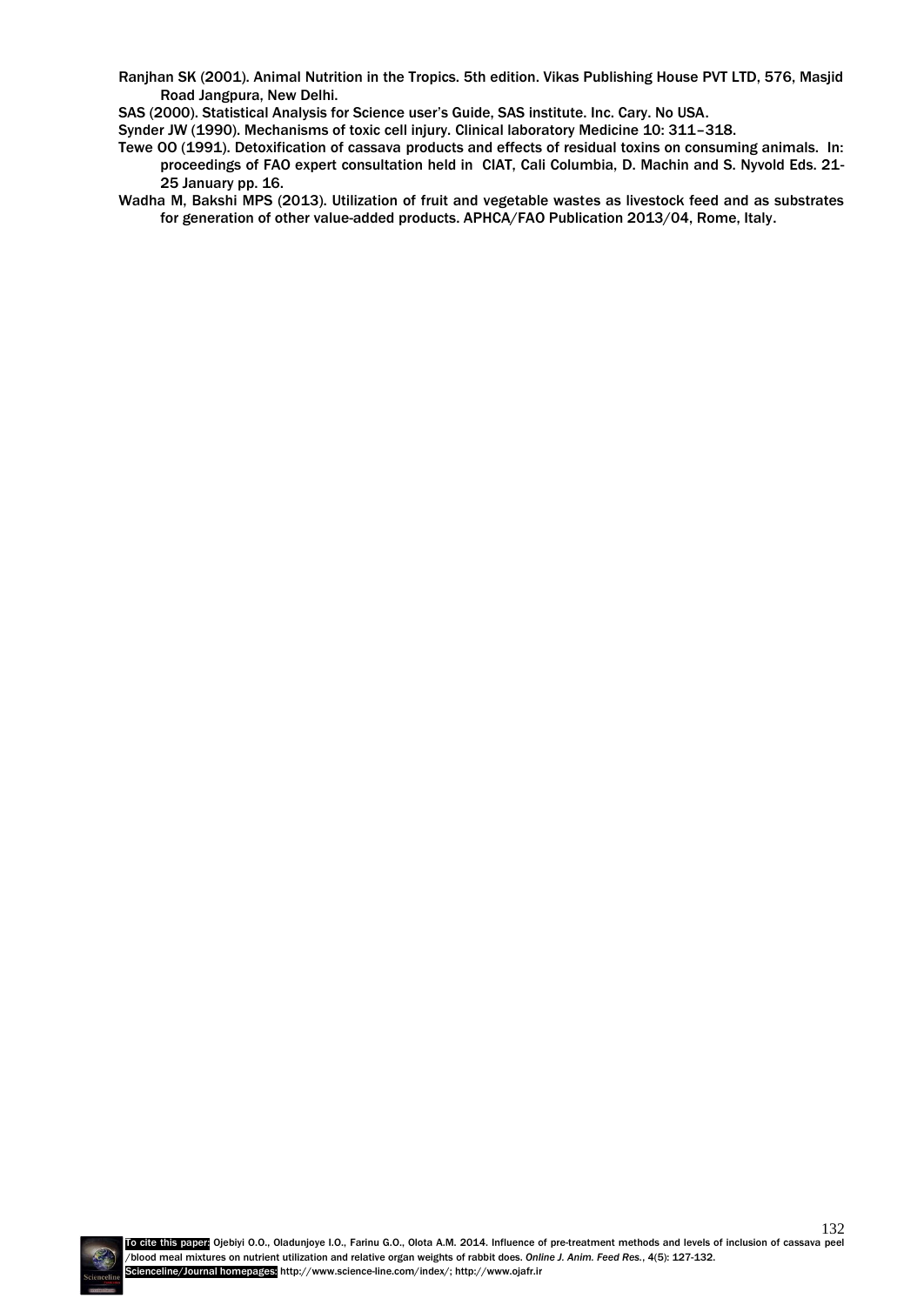Ranjhan SK (2001). Animal Nutrition in the Tropics. 5th edition. Vikas Publishing House PVT LTD, 576, Masjid Road Jangpura, New Delhi.

SAS (2000). Statistical Analysis for Science user's Guide, SAS institute. Inc. Cary. No USA.

Synder JW (1990). Mechanisms of toxic cell injury. Clinical laboratory Medicine 10: 311–318.

Tewe OO (1991). Detoxification of cassava products and effects of residual toxins on consuming animals. In: proceedings of FAO expert consultation held in CIAT, Cali Columbia, D. Machin and S. Nyvold Eds. 21-25 January pp. 16.

Wadha M, Bakshi MPS (2013). Utilization of fruit and vegetable wastes as livestock feed and as substrates for generation of other value-added products. APHCA/FAO Publication 2013/04, Rome, Italy.